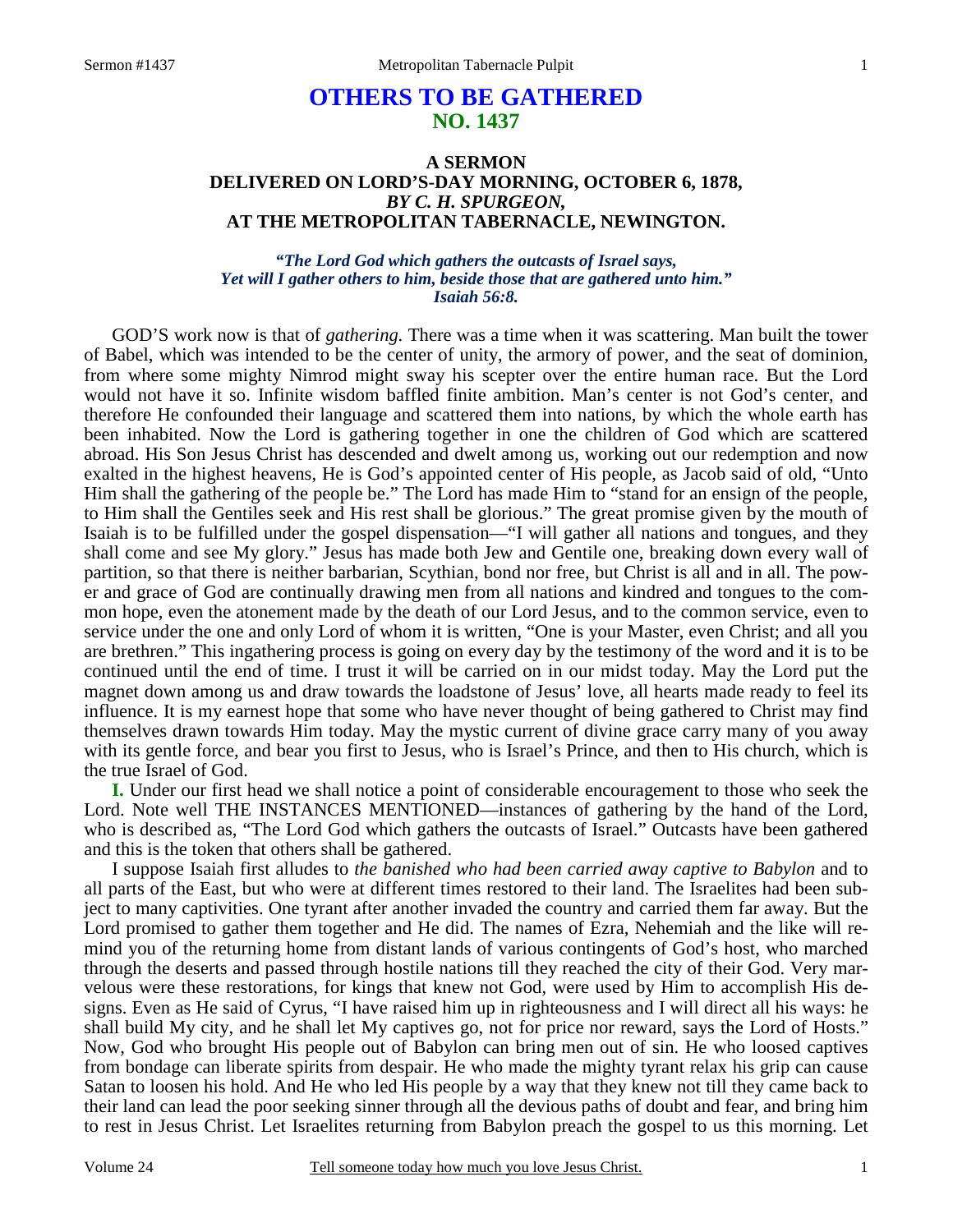# OTHERS TO BE GATHERED
## NO. 1437

### A SERMON
### DELIVERED ON LORD'S-DAY MORNING, OCTOBER 6, 1878,
### *BY C. H. SPURGEON,*
### AT THE METROPOLITAN TABERNACLE, NEWINGTON.

*"The Lord God which gathers the outcasts of Israel says,*
*Yet will I gather others to him, beside those that are gathered unto him."*
*Isaiah 56:8.*

GOD'S work now is that of *gathering.* There was a time when it was scattering. Man built the tower of Babel, which was intended to be the center of unity, the armory of power, and the seat of dominion, from where some mighty Nimrod might sway his scepter over the entire human race. But the Lord would not have it so. Infinite wisdom baffled finite ambition. Man's center is not God's center, and therefore He confounded their language and scattered them into nations, by which the whole earth has been inhabited. Now the Lord is gathering together in one the children of God which are scattered abroad. His Son Jesus Christ has descended and dwelt among us, working out our redemption and now exalted in the highest heavens, He is God's appointed center of His people, as Jacob said of old, "Unto Him shall the gathering of the people be." The Lord has made Him to "stand for an ensign of the people, to Him shall the Gentiles seek and His rest shall be glorious." The great promise given by the mouth of Isaiah is to be fulfilled under the gospel dispensation—"I will gather all nations and tongues, and they shall come and see My glory." Jesus has made both Jew and Gentile one, breaking down every wall of partition, so that there is neither barbarian, Scythian, bond nor free, but Christ is all and in all. The power and grace of God are continually drawing men from all nations and kindred and tongues to the common hope, even the atonement made by the death of our Lord Jesus, and to the common service, even to service under the one and only Lord of whom it is written, "One is your Master, even Christ; and all you are brethren." This ingathering process is going on every day by the testimony of the word and it is to be continued until the end of time. I trust it will be carried on in our midst today. May the Lord put the magnet down among us and draw towards the loadstone of Jesus' love, all hearts made ready to feel its influence. It is my earnest hope that some who have never thought of being gathered to Christ may find themselves drawn towards Him today. May the mystic current of divine grace carry many of you away with its gentle force, and bear you first to Jesus, who is Israel's Prince, and then to His church, which is the true Israel of God.

**I.** Under our first head we shall notice a point of considerable encouragement to those who seek the Lord. Note well THE INSTANCES MENTIONED—instances of gathering by the hand of the Lord, who is described as, "The Lord God which gathers the outcasts of Israel." Outcasts have been gathered and this is the token that others shall be gathered.

I suppose Isaiah first alludes to *the banished who had been carried away captive to Babylon* and to all parts of the East, but who were at different times restored to their land. The Israelites had been subject to many captivities. One tyrant after another invaded the country and carried them far away. But the Lord promised to gather them together and He did. The names of Ezra, Nehemiah and the like will remind you of the returning home from distant lands of various contingents of God's host, who marched through the deserts and passed through hostile nations till they reached the city of their God. Very marvelous were these restorations, for kings that knew not God, were used by Him to accomplish His designs. Even as He said of Cyrus, "I have raised him up in righteousness and I will direct all his ways: he shall build My city, and he shall let My captives go, not for price nor reward, says the Lord of Hosts." Now, God who brought His people out of Babylon can bring men out of sin. He who loosed captives from bondage can liberate spirits from despair. He who made the mighty tyrant relax his grip can cause Satan to loosen his hold. And He who led His people by a way that they knew not till they came back to their land can lead the poor seeking sinner through all the devious paths of doubt and fear, and bring him to rest in Jesus Christ. Let Israelites returning from Babylon preach the gospel to us this morning. Let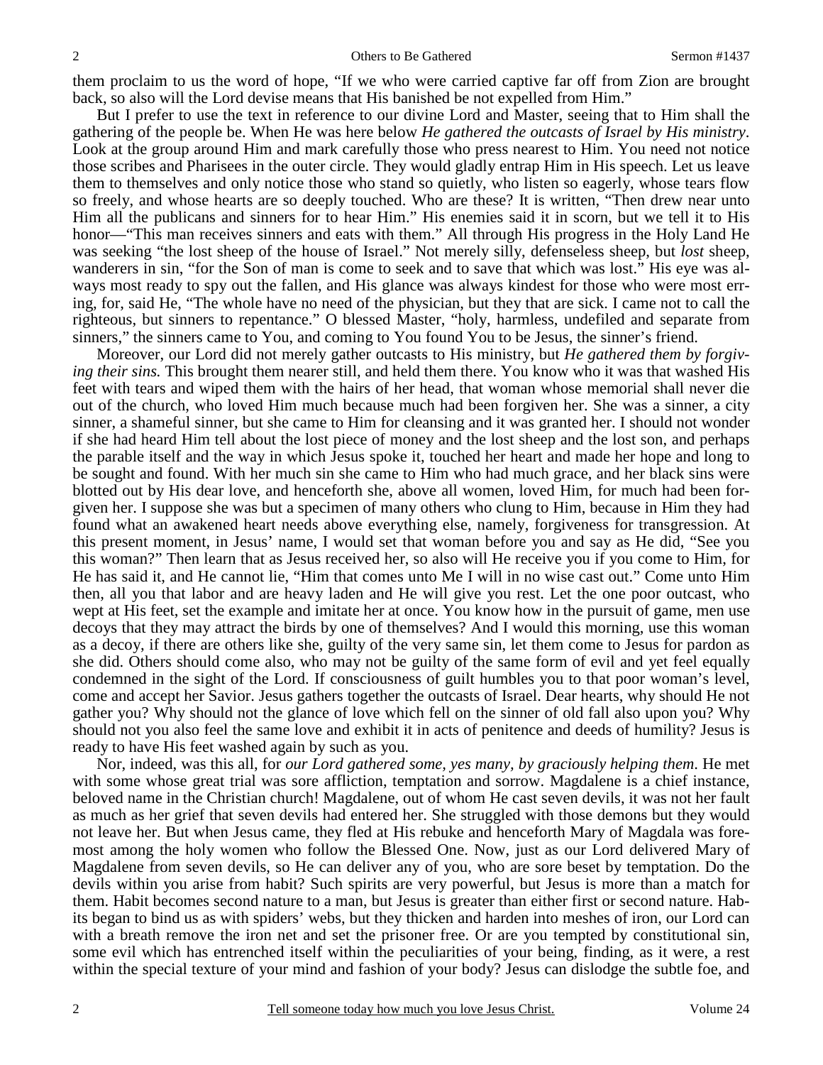them proclaim to us the word of hope, "If we who were carried captive far off from Zion are brought back, so also will the Lord devise means that His banished be not expelled from Him."

But I prefer to use the text in reference to our divine Lord and Master, seeing that to Him shall the gathering of the people be. When He was here below *He gathered the outcasts of Israel by His ministry*. Look at the group around Him and mark carefully those who press nearest to Him. You need not notice those scribes and Pharisees in the outer circle. They would gladly entrap Him in His speech. Let us leave them to themselves and only notice those who stand so quietly, who listen so eagerly, whose tears flow so freely, and whose hearts are so deeply touched. Who are these? It is written, "Then drew near unto Him all the publicans and sinners for to hear Him." His enemies said it in scorn, but we tell it to His honor—"This man receives sinners and eats with them." All through His progress in the Holy Land He was seeking "the lost sheep of the house of Israel." Not merely silly, defenseless sheep, but *lost* sheep, wanderers in sin, "for the Son of man is come to seek and to save that which was lost." His eye was always most ready to spy out the fallen, and His glance was always kindest for those who were most erring, for, said He, "The whole have no need of the physician, but they that are sick. I came not to call the righteous, but sinners to repentance." O blessed Master, "holy, harmless, undefiled and separate from sinners," the sinners came to You, and coming to You found You to be Jesus, the sinner's friend.

Moreover, our Lord did not merely gather outcasts to His ministry, but *He gathered them by forgiving their sins.* This brought them nearer still, and held them there. You know who it was that washed His feet with tears and wiped them with the hairs of her head, that woman whose memorial shall never die out of the church, who loved Him much because much had been forgiven her. She was a sinner, a city sinner, a shameful sinner, but she came to Him for cleansing and it was granted her. I should not wonder if she had heard Him tell about the lost piece of money and the lost sheep and the lost son, and perhaps the parable itself and the way in which Jesus spoke it, touched her heart and made her hope and long to be sought and found. With her much sin she came to Him who had much grace, and her black sins were blotted out by His dear love, and henceforth she, above all women, loved Him, for much had been forgiven her. I suppose she was but a specimen of many others who clung to Him, because in Him they had found what an awakened heart needs above everything else, namely, forgiveness for transgression. At this present moment, in Jesus' name, I would set that woman before you and say as He did, "See you this woman?" Then learn that as Jesus received her, so also will He receive you if you come to Him, for He has said it, and He cannot lie, "Him that comes unto Me I will in no wise cast out." Come unto Him then, all you that labor and are heavy laden and He will give you rest. Let the one poor outcast, who wept at His feet, set the example and imitate her at once. You know how in the pursuit of game, men use decoys that they may attract the birds by one of themselves? And I would this morning, use this woman as a decoy, if there are others like she, guilty of the very same sin, let them come to Jesus for pardon as she did. Others should come also, who may not be guilty of the same form of evil and yet feel equally condemned in the sight of the Lord. If consciousness of guilt humbles you to that poor woman's level, come and accept her Savior. Jesus gathers together the outcasts of Israel. Dear hearts, why should He not gather you? Why should not the glance of love which fell on the sinner of old fall also upon you? Why should not you also feel the same love and exhibit it in acts of penitence and deeds of humility? Jesus is ready to have His feet washed again by such as you.

Nor, indeed, was this all, for *our Lord gathered some, yes many, by graciously helping them*. He met with some whose great trial was sore affliction, temptation and sorrow. Magdalene is a chief instance, beloved name in the Christian church! Magdalene, out of whom He cast seven devils, it was not her fault as much as her grief that seven devils had entered her. She struggled with those demons but they would not leave her. But when Jesus came, they fled at His rebuke and henceforth Mary of Magdala was foremost among the holy women who follow the Blessed One. Now, just as our Lord delivered Mary of Magdalene from seven devils, so He can deliver any of you, who are sore beset by temptation. Do the devils within you arise from habit? Such spirits are very powerful, but Jesus is more than a match for them. Habit becomes second nature to a man, but Jesus is greater than either first or second nature. Habits began to bind us as with spiders' webs, but they thicken and harden into meshes of iron, our Lord can with a breath remove the iron net and set the prisoner free. Or are you tempted by constitutional sin, some evil which has entrenched itself within the peculiarities of your being, finding, as it were, a rest within the special texture of your mind and fashion of your body? Jesus can dislodge the subtle foe, and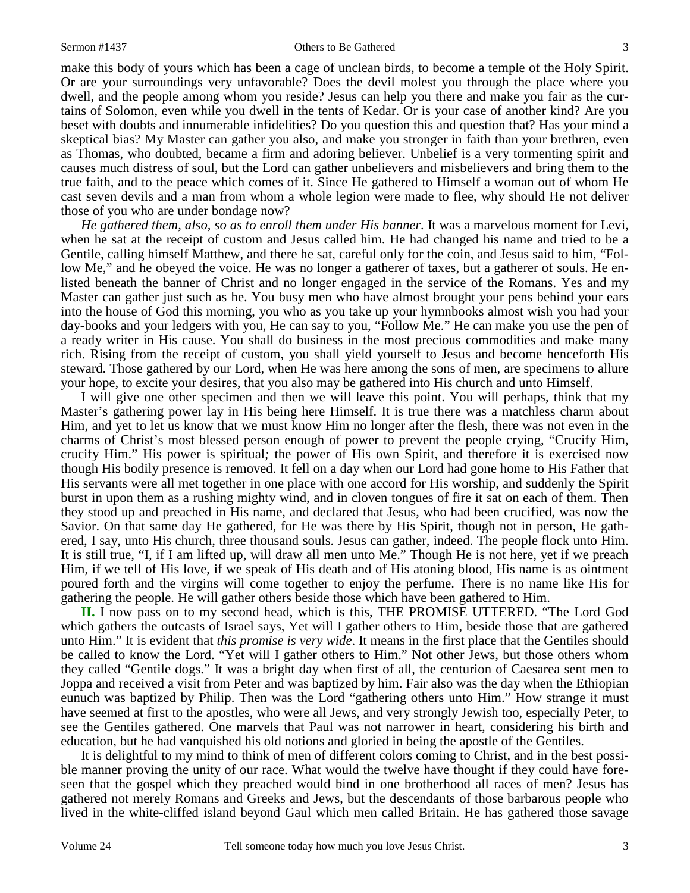make this body of yours which has been a cage of unclean birds, to become a temple of the Holy Spirit. Or are your surroundings very unfavorable? Does the devil molest you through the place where you dwell, and the people among whom you reside? Jesus can help you there and make you fair as the curtains of Solomon, even while you dwell in the tents of Kedar. Or is your case of another kind? Are you beset with doubts and innumerable infidelities? Do you question this and question that? Has your mind a skeptical bias? My Master can gather you also, and make you stronger in faith than your brethren, even as Thomas, who doubted, became a firm and adoring believer. Unbelief is a very tormenting spirit and causes much distress of soul, but the Lord can gather unbelievers and misbelievers and bring them to the true faith, and to the peace which comes of it. Since He gathered to Himself a woman out of whom He cast seven devils and a man from whom a whole legion were made to flee, why should He not deliver those of you who are under bondage now?

*He gathered them, also, so as to enroll them under His banner.* It was a marvelous moment for Levi, when he sat at the receipt of custom and Jesus called him. He had changed his name and tried to be a Gentile, calling himself Matthew, and there he sat, careful only for the coin, and Jesus said to him, "Follow Me," and he obeyed the voice. He was no longer a gatherer of taxes, but a gatherer of souls. He enlisted beneath the banner of Christ and no longer engaged in the service of the Romans. Yes and my Master can gather just such as he. You busy men who have almost brought your pens behind your ears into the house of God this morning, you who as you take up your hymnbooks almost wish you had your day-books and your ledgers with you, He can say to you, "Follow Me." He can make you use the pen of a ready writer in His cause. You shall do business in the most precious commodities and make many rich. Rising from the receipt of custom, you shall yield yourself to Jesus and become henceforth His steward. Those gathered by our Lord, when He was here among the sons of men, are specimens to allure your hope, to excite your desires, that you also may be gathered into His church and unto Himself.

I will give one other specimen and then we will leave this point. You will perhaps, think that my Master's gathering power lay in His being here Himself. It is true there was a matchless charm about Him, and yet to let us know that we must know Him no longer after the flesh, there was not even in the charms of Christ's most blessed person enough of power to prevent the people crying, "Crucify Him, crucify Him." His power is spiritual*;* the power of His own Spirit, and therefore it is exercised now though His bodily presence is removed. It fell on a day when our Lord had gone home to His Father that His servants were all met together in one place with one accord for His worship, and suddenly the Spirit burst in upon them as a rushing mighty wind, and in cloven tongues of fire it sat on each of them. Then they stood up and preached in His name, and declared that Jesus, who had been crucified, was now the Savior. On that same day He gathered, for He was there by His Spirit, though not in person, He gathered, I say, unto His church, three thousand souls. Jesus can gather, indeed. The people flock unto Him. It is still true, "I, if I am lifted up, will draw all men unto Me." Though He is not here, yet if we preach Him, if we tell of His love, if we speak of His death and of His atoning blood, His name is as ointment poured forth and the virgins will come together to enjoy the perfume. There is no name like His for gathering the people. He will gather others beside those which have been gathered to Him.

**II.** I now pass on to my second head, which is this, THE PROMISE UTTERED. "The Lord God which gathers the outcasts of Israel says, Yet will I gather others to Him, beside those that are gathered unto Him." It is evident that *this promise is very wide*. It means in the first place that the Gentiles should be called to know the Lord. "Yet will I gather others to Him." Not other Jews, but those others whom they called "Gentile dogs." It was a bright day when first of all, the centurion of Caesarea sent men to Joppa and received a visit from Peter and was baptized by him. Fair also was the day when the Ethiopian eunuch was baptized by Philip. Then was the Lord "gathering others unto Him." How strange it must have seemed at first to the apostles, who were all Jews, and very strongly Jewish too, especially Peter, to see the Gentiles gathered. One marvels that Paul was not narrower in heart, considering his birth and education, but he had vanquished his old notions and gloried in being the apostle of the Gentiles.

It is delightful to my mind to think of men of different colors coming to Christ, and in the best possible manner proving the unity of our race. What would the twelve have thought if they could have foreseen that the gospel which they preached would bind in one brotherhood all races of men? Jesus has gathered not merely Romans and Greeks and Jews, but the descendants of those barbarous people who lived in the white-cliffed island beyond Gaul which men called Britain. He has gathered those savage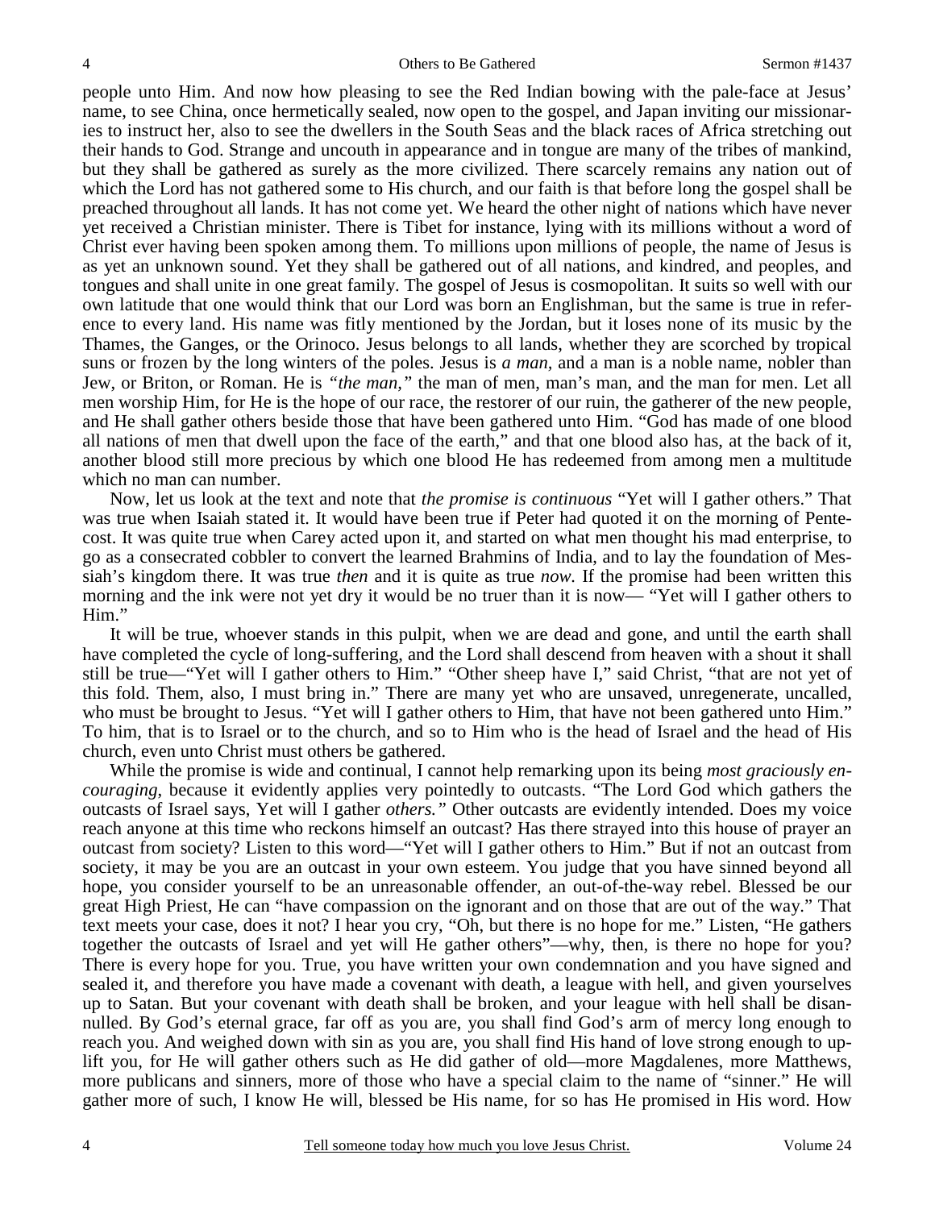people unto Him. And now how pleasing to see the Red Indian bowing with the pale-face at Jesus' name, to see China, once hermetically sealed, now open to the gospel, and Japan inviting our missionaries to instruct her, also to see the dwellers in the South Seas and the black races of Africa stretching out their hands to God. Strange and uncouth in appearance and in tongue are many of the tribes of mankind, but they shall be gathered as surely as the more civilized. There scarcely remains any nation out of which the Lord has not gathered some to His church, and our faith is that before long the gospel shall be preached throughout all lands. It has not come yet. We heard the other night of nations which have never yet received a Christian minister. There is Tibet for instance, lying with its millions without a word of Christ ever having been spoken among them. To millions upon millions of people, the name of Jesus is as yet an unknown sound. Yet they shall be gathered out of all nations, and kindred, and peoples, and tongues and shall unite in one great family. The gospel of Jesus is cosmopolitan. It suits so well with our own latitude that one would think that our Lord was born an Englishman, but the same is true in reference to every land. His name was fitly mentioned by the Jordan, but it loses none of its music by the Thames, the Ganges, or the Orinoco. Jesus belongs to all lands, whether they are scorched by tropical suns or frozen by the long winters of the poles. Jesus is *a man*, and a man is a noble name, nobler than Jew, or Briton, or Roman. He is *"the man,"* the man of men, man's man, and the man for men. Let all men worship Him, for He is the hope of our race, the restorer of our ruin, the gatherer of the new people, and He shall gather others beside those that have been gathered unto Him. "God has made of one blood all nations of men that dwell upon the face of the earth," and that one blood also has, at the back of it, another blood still more precious by which one blood He has redeemed from among men a multitude which no man can number.

Now, let us look at the text and note that *the promise is continuous* "Yet will I gather others." That was true when Isaiah stated it. It would have been true if Peter had quoted it on the morning of Pentecost. It was quite true when Carey acted upon it, and started on what men thought his mad enterprise, to go as a consecrated cobbler to convert the learned Brahmins of India, and to lay the foundation of Messiah's kingdom there. It was true *then* and it is quite as true *now.* If the promise had been written this morning and the ink were not yet dry it would be no truer than it is now— "Yet will I gather others to Him."

It will be true, whoever stands in this pulpit, when we are dead and gone, and until the earth shall have completed the cycle of long-suffering, and the Lord shall descend from heaven with a shout it shall still be true—"Yet will I gather others to Him." "Other sheep have I," said Christ, "that are not yet of this fold. Them, also, I must bring in." There are many yet who are unsaved, unregenerate, uncalled, who must be brought to Jesus. "Yet will I gather others to Him, that have not been gathered unto Him." To him, that is to Israel or to the church, and so to Him who is the head of Israel and the head of His church, even unto Christ must others be gathered.

While the promise is wide and continual, I cannot help remarking upon its being *most graciously encouraging*, because it evidently applies very pointedly to outcasts. "The Lord God which gathers the outcasts of Israel says, Yet will I gather *others."* Other outcasts are evidently intended. Does my voice reach anyone at this time who reckons himself an outcast? Has there strayed into this house of prayer an outcast from society? Listen to this word—"Yet will I gather others to Him." But if not an outcast from society, it may be you are an outcast in your own esteem. You judge that you have sinned beyond all hope, you consider yourself to be an unreasonable offender, an out-of-the-way rebel. Blessed be our great High Priest, He can "have compassion on the ignorant and on those that are out of the way." That text meets your case, does it not? I hear you cry, "Oh, but there is no hope for me." Listen, "He gathers together the outcasts of Israel and yet will He gather others"—why, then, is there no hope for you? There is every hope for you. True, you have written your own condemnation and you have signed and sealed it, and therefore you have made a covenant with death, a league with hell, and given yourselves up to Satan. But your covenant with death shall be broken, and your league with hell shall be disannulled. By God's eternal grace, far off as you are, you shall find God's arm of mercy long enough to reach you. And weighed down with sin as you are, you shall find His hand of love strong enough to uplift you, for He will gather others such as He did gather of old—more Magdalenes, more Matthews, more publicans and sinners, more of those who have a special claim to the name of "sinner." He will gather more of such, I know He will, blessed be His name, for so has He promised in His word. How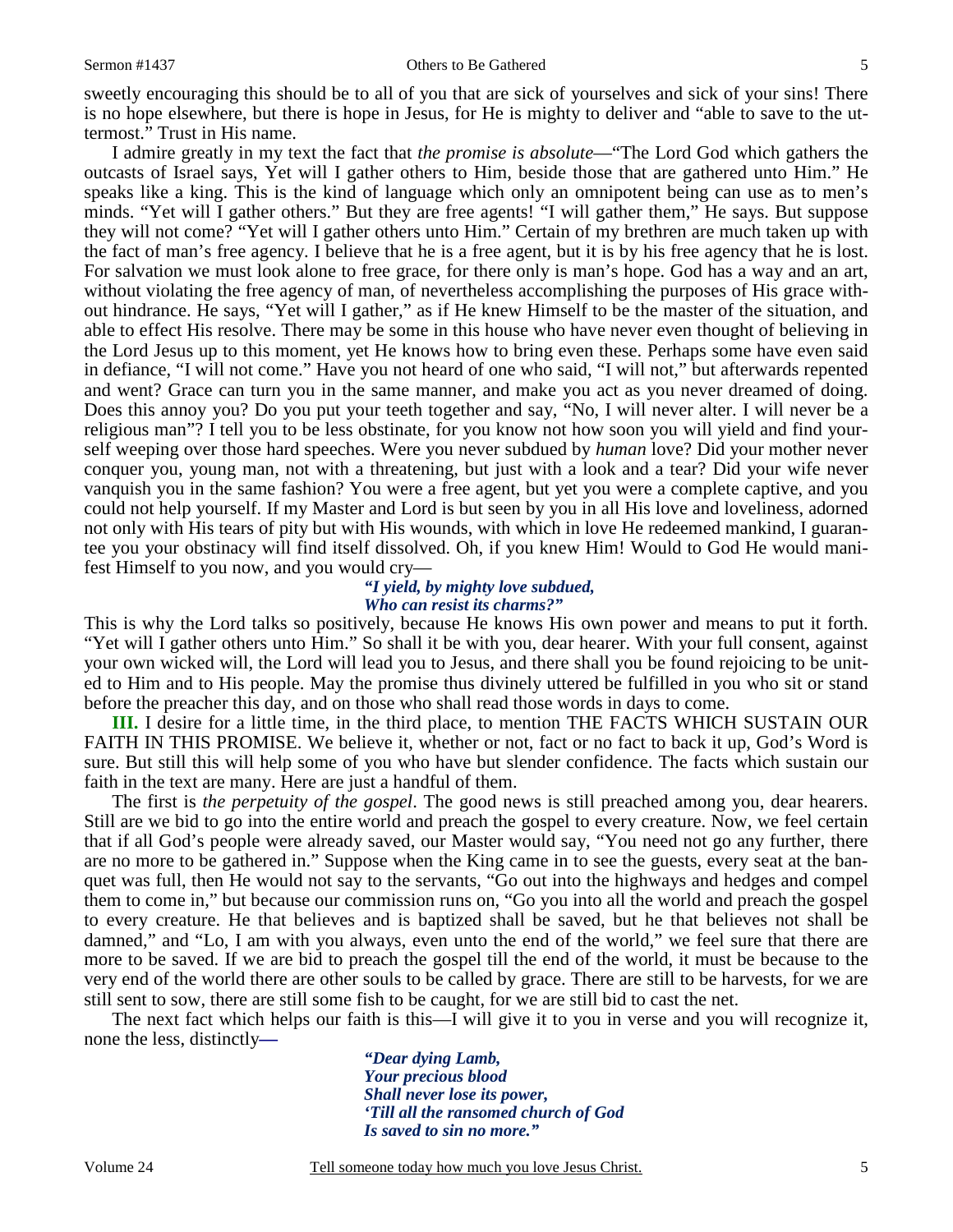sweetly encouraging this should be to all of you that are sick of yourselves and sick of your sins! There is no hope elsewhere, but there is hope in Jesus, for He is mighty to deliver and "able to save to the uttermost." Trust in His name.

I admire greatly in my text the fact that *the promise is absolute*—"The Lord God which gathers the outcasts of Israel says, Yet will I gather others to Him, beside those that are gathered unto Him." He speaks like a king. This is the kind of language which only an omnipotent being can use as to men's minds. "Yet will I gather others." But they are free agents! "I will gather them," He says. But suppose they will not come? "Yet will I gather others unto Him." Certain of my brethren are much taken up with the fact of man's free agency. I believe that he is a free agent, but it is by his free agency that he is lost. For salvation we must look alone to free grace, for there only is man's hope. God has a way and an art, without violating the free agency of man, of nevertheless accomplishing the purposes of His grace without hindrance. He says, "Yet will I gather," as if He knew Himself to be the master of the situation, and able to effect His resolve. There may be some in this house who have never even thought of believing in the Lord Jesus up to this moment, yet He knows how to bring even these. Perhaps some have even said in defiance, "I will not come." Have you not heard of one who said, "I will not," but afterwards repented and went? Grace can turn you in the same manner, and make you act as you never dreamed of doing. Does this annoy you? Do you put your teeth together and say, "No, I will never alter. I will never be a religious man"? I tell you to be less obstinate, for you know not how soon you will yield and find yourself weeping over those hard speeches. Were you never subdued by *human* love? Did your mother never conquer you, young man, not with a threatening, but just with a look and a tear? Did your wife never vanquish you in the same fashion? You were a free agent, but yet you were a complete captive, and you could not help yourself. If my Master and Lord is but seen by you in all His love and loveliness, adorned not only with His tears of pity but with His wounds, with which in love He redeemed mankind, I guarantee you your obstinacy will find itself dissolved. Oh, if you knew Him! Would to God He would manifest Himself to you now, and you would cry—

> ***"I yield, by mighty love subdued,***
> ***Who can resist its charms?"***

This is why the Lord talks so positively, because He knows His own power and means to put it forth. "Yet will I gather others unto Him." So shall it be with you, dear hearer. With your full consent, against your own wicked will, the Lord will lead you to Jesus, and there shall you be found rejoicing to be united to Him and to His people. May the promise thus divinely uttered be fulfilled in you who sit or stand before the preacher this day, and on those who shall read those words in days to come.

**III.** I desire for a little time, in the third place, to mention THE FACTS WHICH SUSTAIN OUR FAITH IN THIS PROMISE. We believe it, whether or not, fact or no fact to back it up, God's Word is sure. But still this will help some of you who have but slender confidence. The facts which sustain our faith in the text are many. Here are just a handful of them.

The first is *the perpetuity of the gospel*. The good news is still preached among you, dear hearers. Still are we bid to go into the entire world and preach the gospel to every creature. Now, we feel certain that if all God's people were already saved, our Master would say, "You need not go any further, there are no more to be gathered in." Suppose when the King came in to see the guests, every seat at the banquet was full, then He would not say to the servants, "Go out into the highways and hedges and compel them to come in," but because our commission runs on, "Go you into all the world and preach the gospel to every creature. He that believes and is baptized shall be saved, but he that believes not shall be damned," and "Lo, I am with you always, even unto the end of the world," we feel sure that there are more to be saved. If we are bid to preach the gospel till the end of the world, it must be because to the very end of the world there are other souls to be called by grace. There are still to be harvests, for we are still sent to sow, there are still some fish to be caught, for we are still bid to cast the net.

The next fact which helps our faith is this—I will give it to you in verse and you will recognize it, none the less, distinctly—

> ***"Dear dying Lamb,***
> ***Your precious blood***
> ***Shall never lose its power,***
> ***'Till all the ransomed church of God***
> ***Is saved to sin no more."***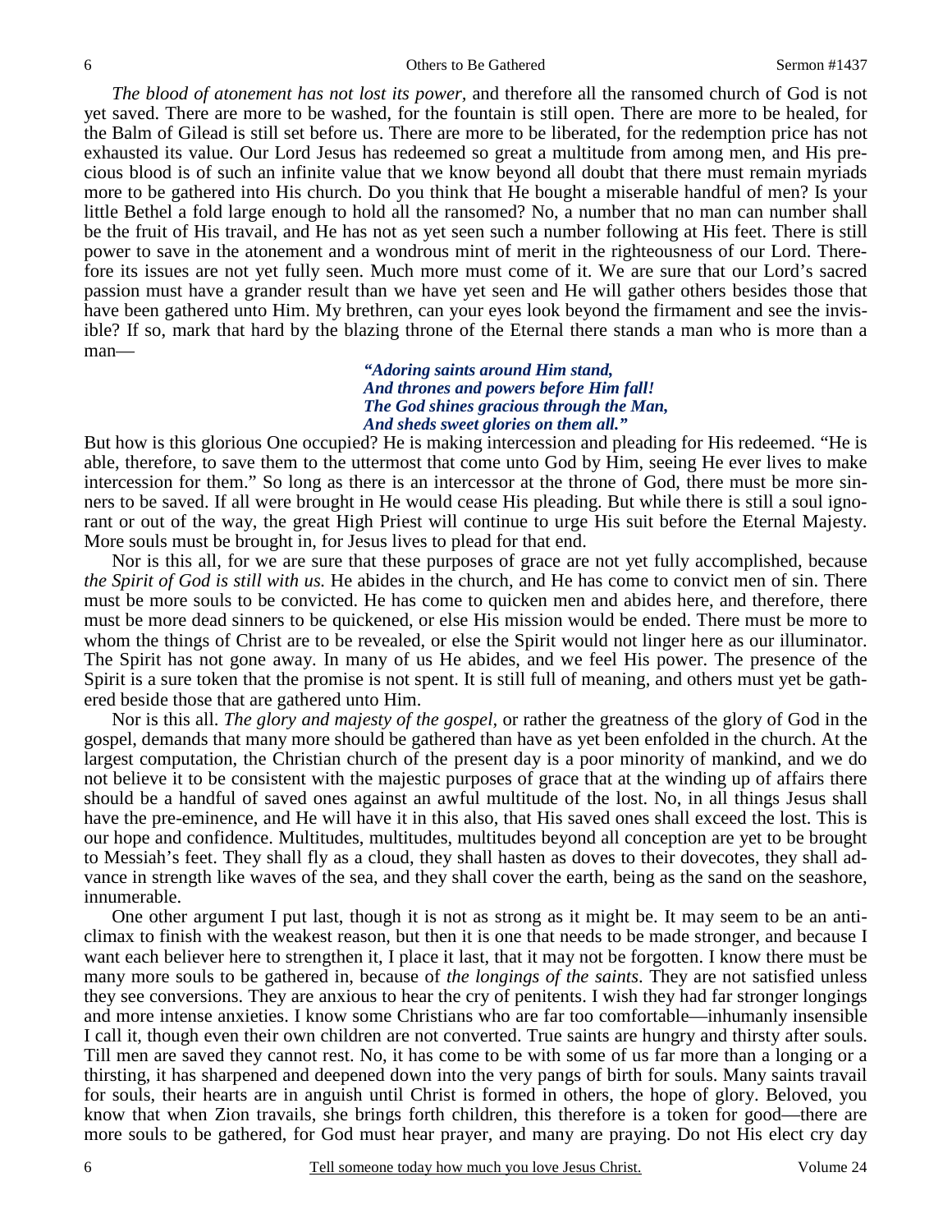*The blood of atonement has not lost its power,* and therefore all the ransomed church of God is not yet saved. There are more to be washed, for the fountain is still open. There are more to be healed, for the Balm of Gilead is still set before us. There are more to be liberated, for the redemption price has not exhausted its value. Our Lord Jesus has redeemed so great a multitude from among men, and His precious blood is of such an infinite value that we know beyond all doubt that there must remain myriads more to be gathered into His church. Do you think that He bought a miserable handful of men? Is your little Bethel a fold large enough to hold all the ransomed? No, a number that no man can number shall be the fruit of His travail, and He has not as yet seen such a number following at His feet. There is still power to save in the atonement and a wondrous mint of merit in the righteousness of our Lord. Therefore its issues are not yet fully seen. Much more must come of it. We are sure that our Lord's sacred passion must have a grander result than we have yet seen and He will gather others besides those that have been gathered unto Him. My brethren, can your eyes look beyond the firmament and see the invisible? If so, mark that hard by the blazing throne of the Eternal there stands a man who is more than a man—

> ***"Adoring saints around Him stand,***
> ***And thrones and powers before Him fall!***
> ***The God shines gracious through the Man,***
> ***And sheds sweet glories on them all."***

But how is this glorious One occupied? He is making intercession and pleading for His redeemed. "He is able, therefore, to save them to the uttermost that come unto God by Him, seeing He ever lives to make intercession for them." So long as there is an intercessor at the throne of God, there must be more sinners to be saved. If all were brought in He would cease His pleading. But while there is still a soul ignorant or out of the way, the great High Priest will continue to urge His suit before the Eternal Majesty. More souls must be brought in, for Jesus lives to plead for that end.

Nor is this all, for we are sure that these purposes of grace are not yet fully accomplished, because *the Spirit of God is still with us.* He abides in the church, and He has come to convict men of sin. There must be more souls to be convicted. He has come to quicken men and abides here, and therefore, there must be more dead sinners to be quickened, or else His mission would be ended. There must be more to whom the things of Christ are to be revealed, or else the Spirit would not linger here as our illuminator. The Spirit has not gone away. In many of us He abides, and we feel His power. The presence of the Spirit is a sure token that the promise is not spent. It is still full of meaning, and others must yet be gathered beside those that are gathered unto Him.

Nor is this all. *The glory and majesty of the gospel,* or rather the greatness of the glory of God in the gospel, demands that many more should be gathered than have as yet been enfolded in the church. At the largest computation, the Christian church of the present day is a poor minority of mankind, and we do not believe it to be consistent with the majestic purposes of grace that at the winding up of affairs there should be a handful of saved ones against an awful multitude of the lost. No, in all things Jesus shall have the pre-eminence, and He will have it in this also, that His saved ones shall exceed the lost. This is our hope and confidence. Multitudes, multitudes, multitudes beyond all conception are yet to be brought to Messiah's feet. They shall fly as a cloud, they shall hasten as doves to their dovecotes, they shall advance in strength like waves of the sea, and they shall cover the earth, being as the sand on the seashore, innumerable.

One other argument I put last, though it is not as strong as it might be. It may seem to be an anticlimax to finish with the weakest reason, but then it is one that needs to be made stronger, and because I want each believer here to strengthen it, I place it last, that it may not be forgotten. I know there must be many more souls to be gathered in, because of *the longings of the saints*. They are not satisfied unless they see conversions. They are anxious to hear the cry of penitents. I wish they had far stronger longings and more intense anxieties. I know some Christians who are far too comfortable—inhumanly insensible I call it, though even their own children are not converted. True saints are hungry and thirsty after souls. Till men are saved they cannot rest. No, it has come to be with some of us far more than a longing or a thirsting, it has sharpened and deepened down into the very pangs of birth for souls. Many saints travail for souls, their hearts are in anguish until Christ is formed in others, the hope of glory. Beloved, you know that when Zion travails, she brings forth children, this therefore is a token for good—there are more souls to be gathered, for God must hear prayer, and many are praying. Do not His elect cry day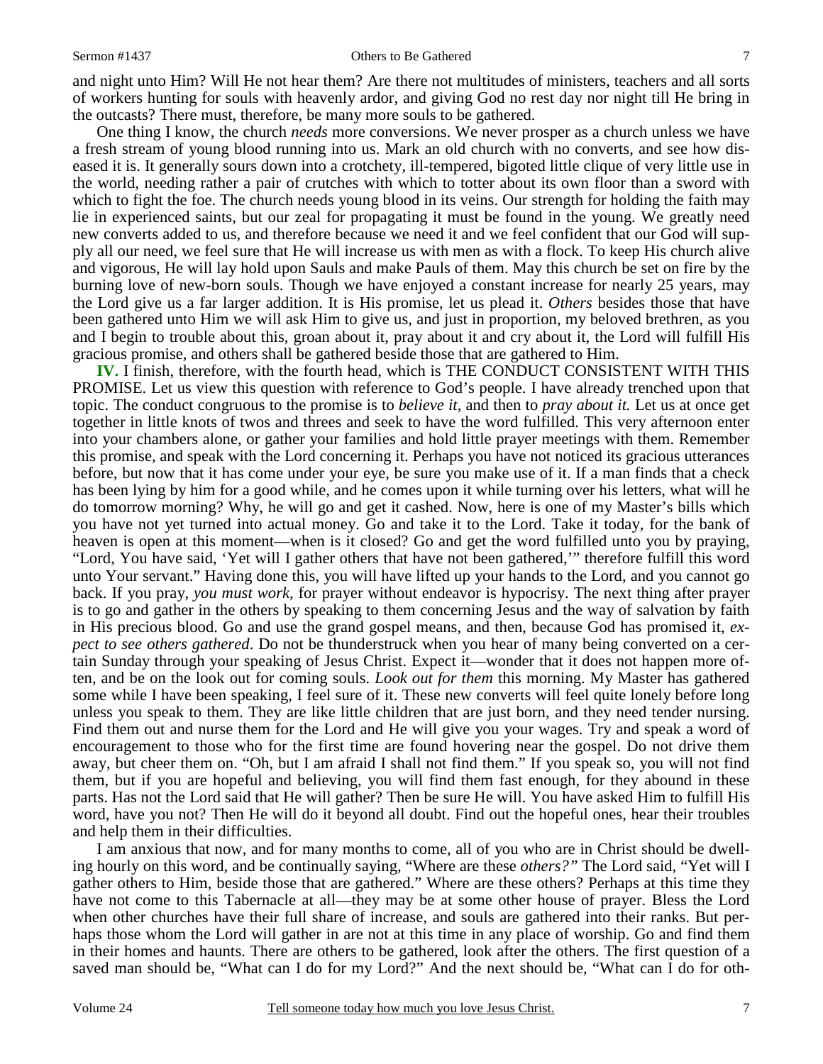and night unto Him? Will He not hear them? Are there not multitudes of ministers, teachers and all sorts of workers hunting for souls with heavenly ardor, and giving God no rest day nor night till He bring in the outcasts? There must, therefore, be many more souls to be gathered.

One thing I know, the church *needs* more conversions. We never prosper as a church unless we have a fresh stream of young blood running into us. Mark an old church with no converts, and see how diseased it is. It generally sours down into a crotchety, ill-tempered, bigoted little clique of very little use in the world, needing rather a pair of crutches with which to totter about its own floor than a sword with which to fight the foe. The church needs young blood in its veins. Our strength for holding the faith may lie in experienced saints, but our zeal for propagating it must be found in the young. We greatly need new converts added to us, and therefore because we need it and we feel confident that our God will supply all our need, we feel sure that He will increase us with men as with a flock. To keep His church alive and vigorous, He will lay hold upon Sauls and make Pauls of them. May this church be set on fire by the burning love of new-born souls. Though we have enjoyed a constant increase for nearly 25 years, may the Lord give us a far larger addition. It is His promise, let us plead it. *Others* besides those that have been gathered unto Him we will ask Him to give us, and just in proportion, my beloved brethren, as you and I begin to trouble about this, groan about it, pray about it and cry about it, the Lord will fulfill His gracious promise, and others shall be gathered beside those that are gathered to Him.

**IV.** I finish, therefore, with the fourth head, which is THE CONDUCT CONSISTENT WITH THIS PROMISE. Let us view this question with reference to God's people. I have already trenched upon that topic. The conduct congruous to the promise is to *believe it,* and then to *pray about it.* Let us at once get together in little knots of twos and threes and seek to have the word fulfilled. This very afternoon enter into your chambers alone, or gather your families and hold little prayer meetings with them. Remember this promise, and speak with the Lord concerning it. Perhaps you have not noticed its gracious utterances before, but now that it has come under your eye, be sure you make use of it. If a man finds that a check has been lying by him for a good while, and he comes upon it while turning over his letters, what will he do tomorrow morning? Why, he will go and get it cashed. Now, here is one of my Master's bills which you have not yet turned into actual money. Go and take it to the Lord. Take it today, for the bank of heaven is open at this moment—when is it closed? Go and get the word fulfilled unto you by praying, "Lord, You have said, 'Yet will I gather others that have not been gathered,'" therefore fulfill this word unto Your servant." Having done this, you will have lifted up your hands to the Lord, and you cannot go back. If you pray, *you must work,* for prayer without endeavor is hypocrisy. The next thing after prayer is to go and gather in the others by speaking to them concerning Jesus and the way of salvation by faith in His precious blood. Go and use the grand gospel means, and then, because God has promised it, *expect to see others gathered*. Do not be thunderstruck when you hear of many being converted on a certain Sunday through your speaking of Jesus Christ. Expect it—wonder that it does not happen more often, and be on the look out for coming souls. *Look out for them* this morning. My Master has gathered some while I have been speaking, I feel sure of it. These new converts will feel quite lonely before long unless you speak to them. They are like little children that are just born, and they need tender nursing. Find them out and nurse them for the Lord and He will give you your wages. Try and speak a word of encouragement to those who for the first time are found hovering near the gospel. Do not drive them away, but cheer them on. "Oh, but I am afraid I shall not find them." If you speak so, you will not find them, but if you are hopeful and believing, you will find them fast enough, for they abound in these parts. Has not the Lord said that He will gather? Then be sure He will. You have asked Him to fulfill His word, have you not? Then He will do it beyond all doubt. Find out the hopeful ones, hear their troubles and help them in their difficulties.

I am anxious that now, and for many months to come, all of you who are in Christ should be dwelling hourly on this word, and be continually saying, "Where are these *others?"* The Lord said, "Yet will I gather others to Him, beside those that are gathered." Where are these others? Perhaps at this time they have not come to this Tabernacle at all—they may be at some other house of prayer. Bless the Lord when other churches have their full share of increase, and souls are gathered into their ranks. But perhaps those whom the Lord will gather in are not at this time in any place of worship. Go and find them in their homes and haunts. There are others to be gathered, look after the others. The first question of a saved man should be, "What can I do for my Lord?" And the next should be, "What can I do for oth-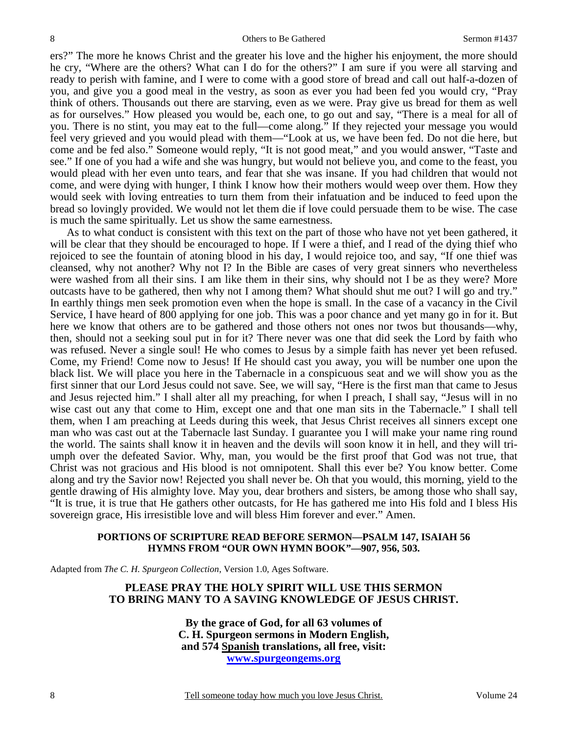ers?" The more he knows Christ and the greater his love and the higher his enjoyment, the more should he cry, "Where are the others? What can I do for the others?" I am sure if you were all starving and ready to perish with famine, and I were to come with a good store of bread and call out half-a-dozen of you, and give you a good meal in the vestry, as soon as ever you had been fed you would cry, "Pray think of others. Thousands out there are starving, even as we were. Pray give us bread for them as well as for ourselves." How pleased you would be, each one, to go out and say, "There is a meal for all of you. There is no stint, you may eat to the full—come along." If they rejected your message you would feel very grieved and you would plead with them—"Look at us, we have been fed. Do not die here, but come and be fed also." Someone would reply, "It is not good meat," and you would answer, "Taste and see." If one of you had a wife and she was hungry, but would not believe you, and come to the feast, you would plead with her even unto tears, and fear that she was insane. If you had children that would not come, and were dying with hunger, I think I know how their mothers would weep over them. How they would seek with loving entreaties to turn them from their infatuation and be induced to feed upon the bread so lovingly provided. We would not let them die if love could persuade them to be wise. The case is much the same spiritually. Let us show the same earnestness.

As to what conduct is consistent with this text on the part of those who have not yet been gathered, it will be clear that they should be encouraged to hope. If I were a thief, and I read of the dying thief who rejoiced to see the fountain of atoning blood in his day, I would rejoice too, and say, "If one thief was cleansed, why not another? Why not I? In the Bible are cases of very great sinners who nevertheless were washed from all their sins. I am like them in their sins, why should not I be as they were? More outcasts have to be gathered, then why not I among them? What should shut me out? I will go and try." In earthly things men seek promotion even when the hope is small. In the case of a vacancy in the Civil Service, I have heard of 800 applying for one job. This was a poor chance and yet many go in for it. But here we know that others are to be gathered and those others not ones nor twos but thousands—why, then, should not a seeking soul put in for it? There never was one that did seek the Lord by faith who was refused. Never a single soul! He who comes to Jesus by a simple faith has never yet been refused. Come, my Friend! Come now to Jesus! If He should cast you away, you will be number one upon the black list. We will place you here in the Tabernacle in a conspicuous seat and we will show you as the first sinner that our Lord Jesus could not save. See, we will say, "Here is the first man that came to Jesus and Jesus rejected him." I shall alter all my preaching, for when I preach, I shall say, "Jesus will in no wise cast out any that come to Him, except one and that one man sits in the Tabernacle." I shall tell them, when I am preaching at Leeds during this week, that Jesus Christ receives all sinners except one man who was cast out at the Tabernacle last Sunday. I guarantee you I will make your name ring round the world. The saints shall know it in heaven and the devils will soon know it in hell, and they will triumph over the defeated Savior. Why, man, you would be the first proof that God was not true, that Christ was not gracious and His blood is not omnipotent. Shall this ever be? You know better. Come along and try the Savior now! Rejected you shall never be. Oh that you would, this morning, yield to the gentle drawing of His almighty love. May you, dear brothers and sisters, be among those who shall say, "It is true, it is true that He gathers other outcasts, for He has gathered me into His fold and I bless His sovereign grace, His irresistible love and will bless Him forever and ever." Amen.

**PORTIONS OF SCRIPTURE READ BEFORE SERMON—PSALM 147, ISAIAH 56**
**HYMNS FROM "OUR OWN HYMN BOOK"—907, 956, 503.**

Adapted from *The C. H. Spurgeon Collection*, Version 1.0, Ages Software.

**PLEASE PRAY THE HOLY SPIRIT WILL USE THIS SERMON TO BRING MANY TO A SAVING KNOWLEDGE OF JESUS CHRIST.**

**By the grace of God, for all 63 volumes of C. H. Spurgeon sermons in Modern English, and 574 Spanish translations, all free, visit: www.spurgeongems.org**

Tell someone today how much you love Jesus Christ.